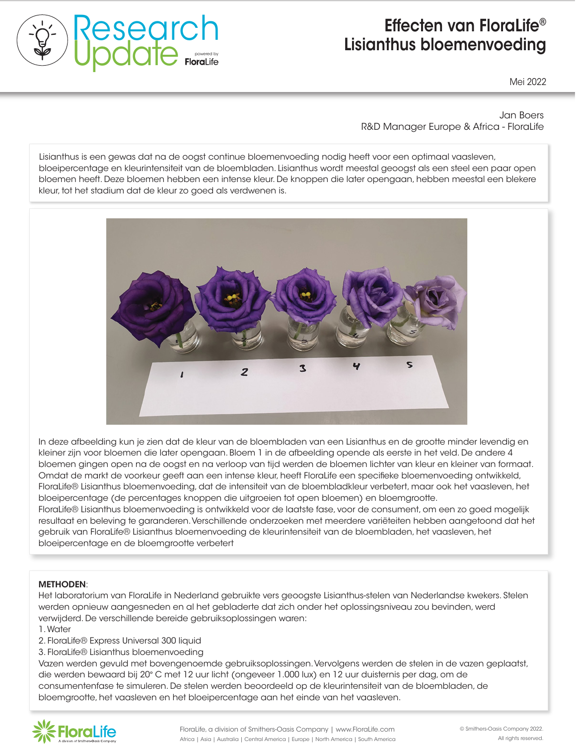# Effecten van FloraLife® Lisianthus bloemenvoeding

Mei 2022

Jan Boers
R&D Manager Europe & Africa - FloraLife

Lisianthus is een gewas dat na de oogst continue bloemenvoeding nodig heeft voor een optimaal vaasleven, bloeipercentage en kleurintensiteit van de bloembladen. Lisianthus wordt meestal geoogst als een steel een paar open bloemen heeft. Deze bloemen hebben een intense kleur. De knoppen die later opengaan, hebben meestal een blekere kleur, tot het stadium dat de kleur zo goed als verdwenen is.

In deze afbeelding kun je zien dat de kleur van de bloembladen van een Lisianthus en de grootte minder levendig en kleiner zijn voor bloemen die later opengaan. Bloem 1 in de afbeelding opende als eerste in het veld. De andere 4 bloemen gingen open na de oogst en na verloop van tijd werden de bloemen lichter van kleur en kleiner van formaat. Omdat de markt de voorkeur geeft aan een intense kleur, heeft FloraLife een specifieke bloemenvoeding ontwikkeld, FloraLife® Lisianthus bloemenvoeding, dat de intensiteit van de bloembladkleur verbetert, maar ook het vaasleven, het bloeipercentage (de percentages knoppen die uitgroeien tot open bloemen) en bloemgrootte.

FloraLife® Lisianthus bloemenvoeding is ontwikkeld voor de laatste fase, voor de consument, om een zo goed mogelijk resultaat en beleving te garanderen. Verschillende onderzoeken met meerdere variëteiten hebben aangetoond dat het gebruik van FloraLife® Lisianthus bloemenvoeding de kleurintensiteit van de bloembladen, het vaasleven, het bloeipercentage en de bloemgrootte verbetert

**METHODEN**:

Het laboratorium van FloraLife in Nederland gebruikte vers geoogste Lisianthus-stelen van Nederlandse kwekers. Stelen werden opnieuw aangesneden en al het gebladerte dat zich onder het oplossingsniveau zou bevinden, werd verwijderd. De verschillende bereide gebruiksoplossingen waren:

1. Water
2. FloraLife® Express Universal 300 liquid
3. FloraLife® Lisianthus bloemenvoeding

Vazen werden gevuld met bovengenoemde gebruiksoplossingen. Vervolgens werden de stelen in de vazen geplaatst, die werden bewaard bij 20° C met 12 uur licht (ongeveer 1.000 lux) en 12 uur duisternis per dag, om de consumentenfase te simuleren. De stelen werden beoordeeld op de kleurintensiteit van de bloembladen, de bloemgrootte, het vaasleven en het bloeipercentage aan het einde van het vaasleven.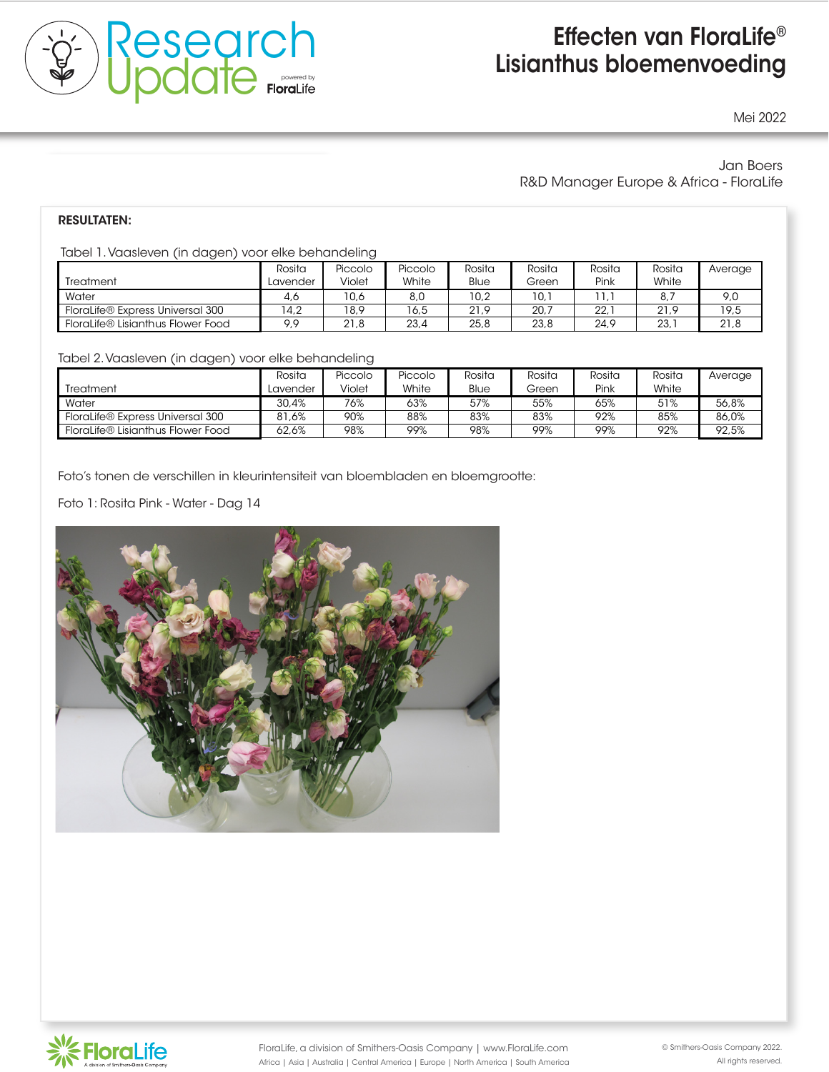# Effecten van FloraLife® Lisianthus bloemenvoeding

Mei 2022

Jan Boers
R&D Manager Europe & Africa - FloraLife

**RESULTATEN:**

Tabel 1. Vaasleven (in dagen) voor elke behandeling

| Treatment | Rosita Lavender | Piccolo Violet | Piccolo White | Rosita Blue | Rosita Green | Rosita Pink | Rosita White | Average |
|---|---|---|---|---|---|---|---|---|
| Water | 4,6 | 10,6 | 8,0 | 10,2 | 10,1 | 11,1 | 8,7 | 9,0 |
| FloraLife® Express Universal 300 | 14,2 | 18,9 | 16,5 | 21,9 | 20,7 | 22,1 | 21,9 | 19,5 |
| FloraLife® Lisianthus Flower Food | 9,9 | 21,8 | 23,4 | 25,8 | 23,8 | 24,9 | 23,1 | 21,8 |

Tabel 2. Vaasleven (in dagen) voor elke behandeling

| Treatment | Rosita Lavender | Piccolo Violet | Piccolo White | Rosita Blue | Rosita Green | Rosita Pink | Rosita White | Average |
|---|---|---|---|---|---|---|---|---|
| Water | 30,4% | 76% | 63% | 57% | 55% | 65% | 51% | 56,8% |
| FloraLife® Express Universal 300 | 81,6% | 90% | 88% | 83% | 83% | 92% | 85% | 86,0% |
| FloraLife® Lisianthus Flower Food | 62,6% | 98% | 99% | 98% | 99% | 99% | 92% | 92,5% |

Foto's tonen de verschillen in kleurintensiteit van bloembladen en bloemgrootte:

Foto 1: Rosita Pink - Water - Dag 14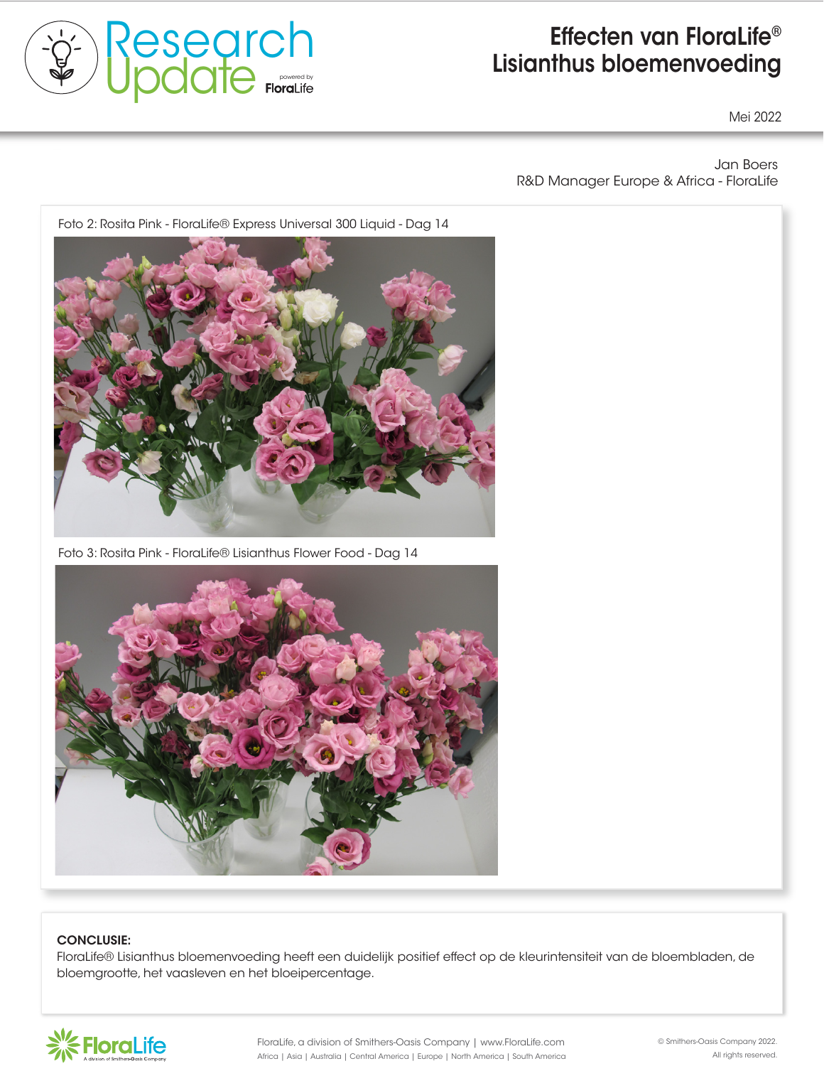# Effecten van FloraLife® Lisianthus bloemenvoeding

Mei 2022

Jan Boers
R&D Manager Europe & Africa - FloraLife

Foto 2: Rosita Pink - FloraLife® Express Universal 300 Liquid - Dag 14

Foto 3: Rosita Pink - FloraLife® Lisianthus Flower Food - Dag 14

**CONCLUSIE:**
FloraLife® Lisianthus bloemenvoeding heeft een duidelijk positief effect op de kleurintensiteit van de bloembladen, de bloemgrootte, het vaasleven en het bloeipercentage.